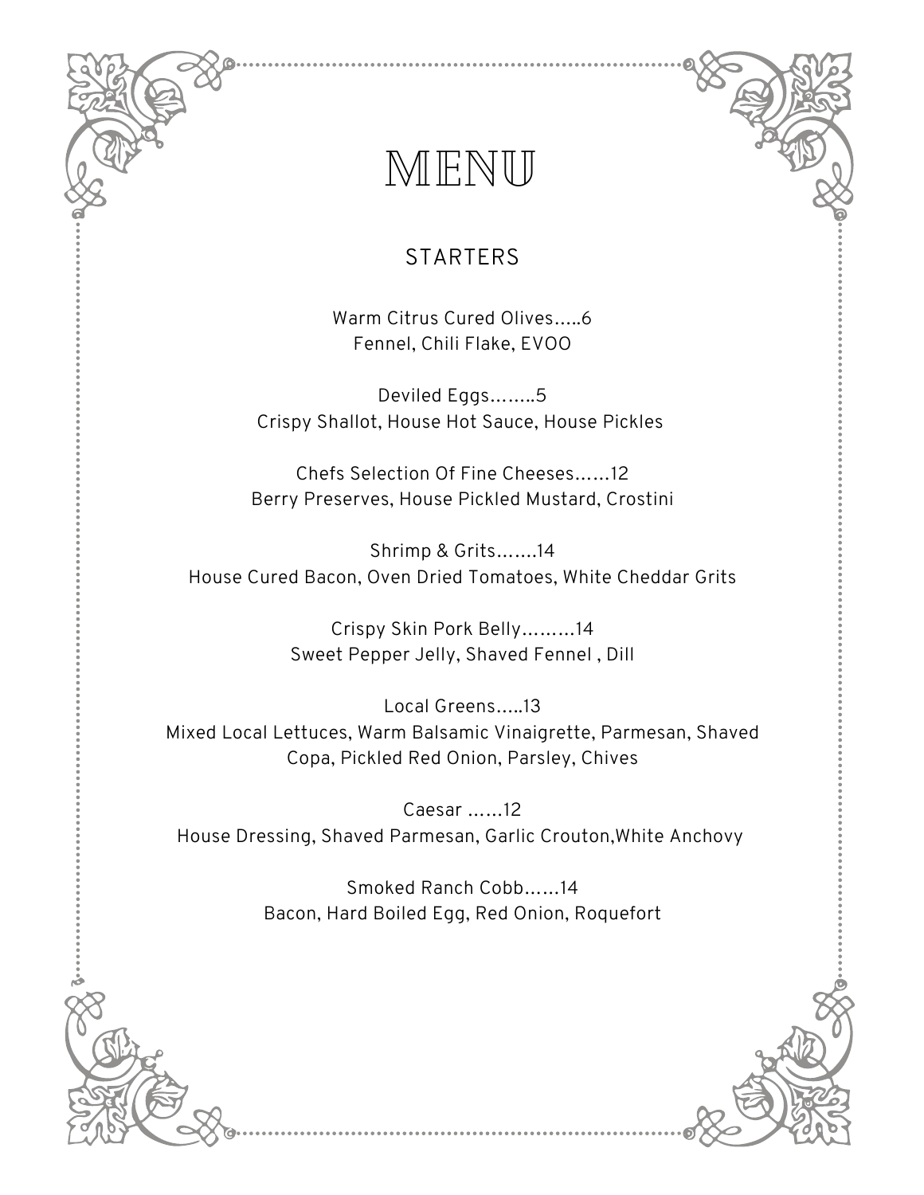# MENU

## STARTERS

Warm Citrus Cured Olives.....6
Fennel, Chili Flake, EVOO

Deviled Eggs........5
Crispy Shallot, House Hot Sauce, House Pickles

Chefs Selection Of Fine Cheeses......12
Berry Preserves, House Pickled Mustard, Crostini

Shrimp & Grits.......14
House Cured Bacon, Oven Dried Tomatoes, White Cheddar Grits

Crispy Skin Pork Belly.........14
Sweet Pepper Jelly, Shaved Fennel , Dill

Local Greens.....13
Mixed Local Lettuces, Warm Balsamic Vinaigrette, Parmesan, Shaved Copa, Pickled Red Onion, Parsley, Chives

Caesar ......12
House Dressing, Shaved Parmesan, Garlic Crouton,White Anchovy

Smoked Ranch Cobb......14
Bacon, Hard Boiled Egg, Red Onion, Roquefort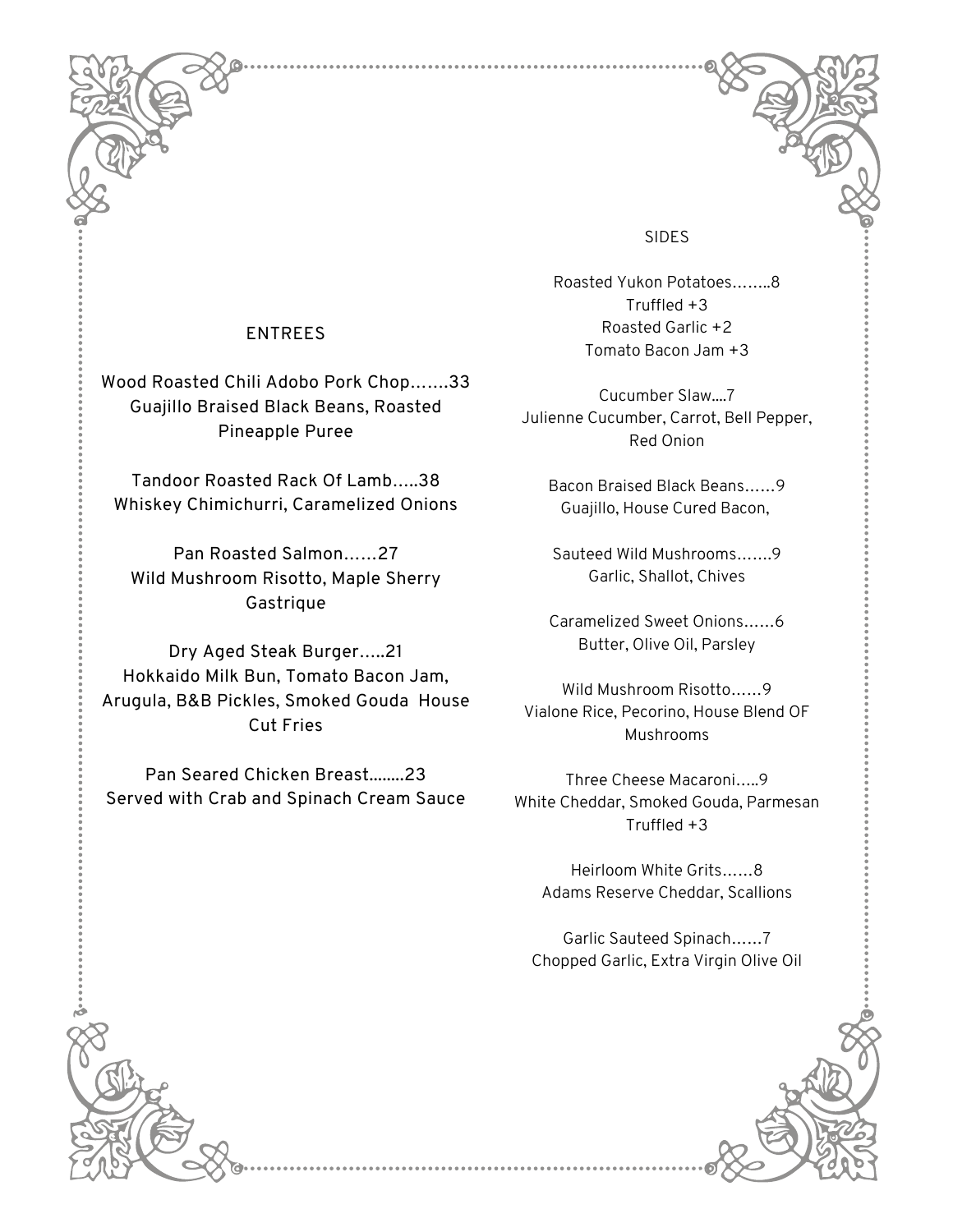## ENTREES

Wood Roasted Chili Adobo Pork Chop.......33
Guajillo Braised Black Beans, Roasted Pineapple Puree

Tandoor Roasted Rack Of Lamb.....38
Whiskey Chimichurri, Caramelized Onions

Pan Roasted Salmon......27
Wild Mushroom Risotto, Maple Sherry Gastrique

Dry Aged Steak Burger.....21
Hokkaido Milk Bun, Tomato Bacon Jam, Arugula, B&B Pickles, Smoked Gouda House Cut Fries

Pan Seared Chicken Breast........23
Served with Crab and Spinach Cream Sauce

## SIDES

Roasted Yukon Potatoes........8
Truffled +3
Roasted Garlic +2
Tomato Bacon Jam +3

Cucumber Slaw....7
Julienne Cucumber, Carrot, Bell Pepper, Red Onion

Bacon Braised Black Beans......9
Guajillo, House Cured Bacon,

Sauteed Wild Mushrooms.......9
Garlic, Shallot, Chives

Caramelized Sweet Onions......6
Butter, Olive Oil, Parsley

Wild Mushroom Risotto......9
Vialone Rice, Pecorino, House Blend OF Mushrooms

Three Cheese Macaroni.....9
White Cheddar, Smoked Gouda, Parmesan
Truffled +3

Heirloom White Grits......8
Adams Reserve Cheddar, Scallions

Garlic Sauteed Spinach......7
Chopped Garlic, Extra Virgin Olive Oil